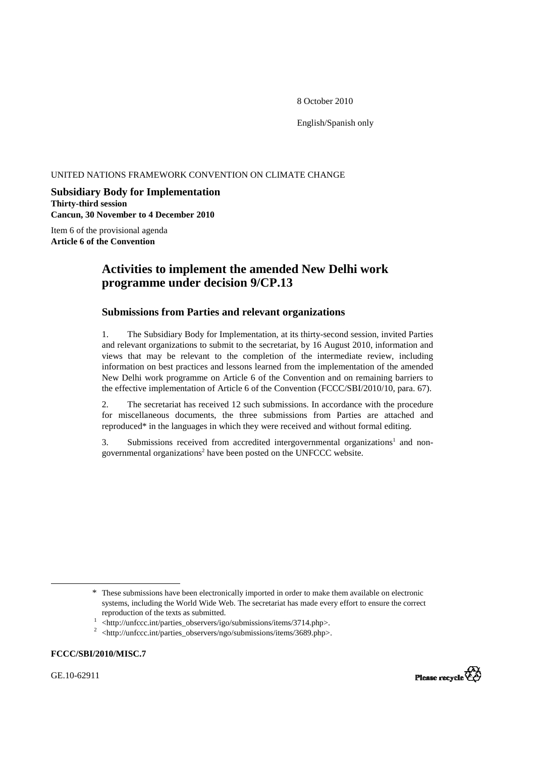8 October 2010

English/Spanish only

UNITED NATIONS FRAMEWORK CONVENTION ON CLIMATE CHANGE

**Subsidiary Body for Implementation**
**Thirty-third session**
**Cancun, 30 November to 4 December 2010**

Item 6 of the provisional agenda
**Article 6 of the Convention**

# Activities to implement the amended New Delhi work programme under decision 9/CP.13

## Submissions from Parties and relevant organizations

1. The Subsidiary Body for Implementation, at its thirty-second session, invited Parties and relevant organizations to submit to the secretariat, by 16 August 2010, information and views that may be relevant to the completion of the intermediate review, including information on best practices and lessons learned from the implementation of the amended New Delhi work programme on Article 6 of the Convention and on remaining barriers to the effective implementation of Article 6 of the Convention (FCCC/SBI/2010/10, para. 67).

2. The secretariat has received 12 such submissions. In accordance with the procedure for miscellaneous documents, the three submissions from Parties are attached and reproduced* in the languages in which they were received and without formal editing.

3. Submissions received from accredited intergovernmental organizations[1] and non-governmental organizations[2] have been posted on the UNFCCC website.

---

\* These submissions have been electronically imported in order to make them available on electronic systems, including the World Wide Web. The secretariat has made every effort to ensure the correct reproduction of the texts as submitted.

[1] <http://unfccc.int/parties_observers/igo/submissions/items/3714.php>.

[2] <http://unfccc.int/parties_observers/ngo/submissions/items/3689.php>.

**FCCC/SBI/2010/MISC.7**

GE.10-62911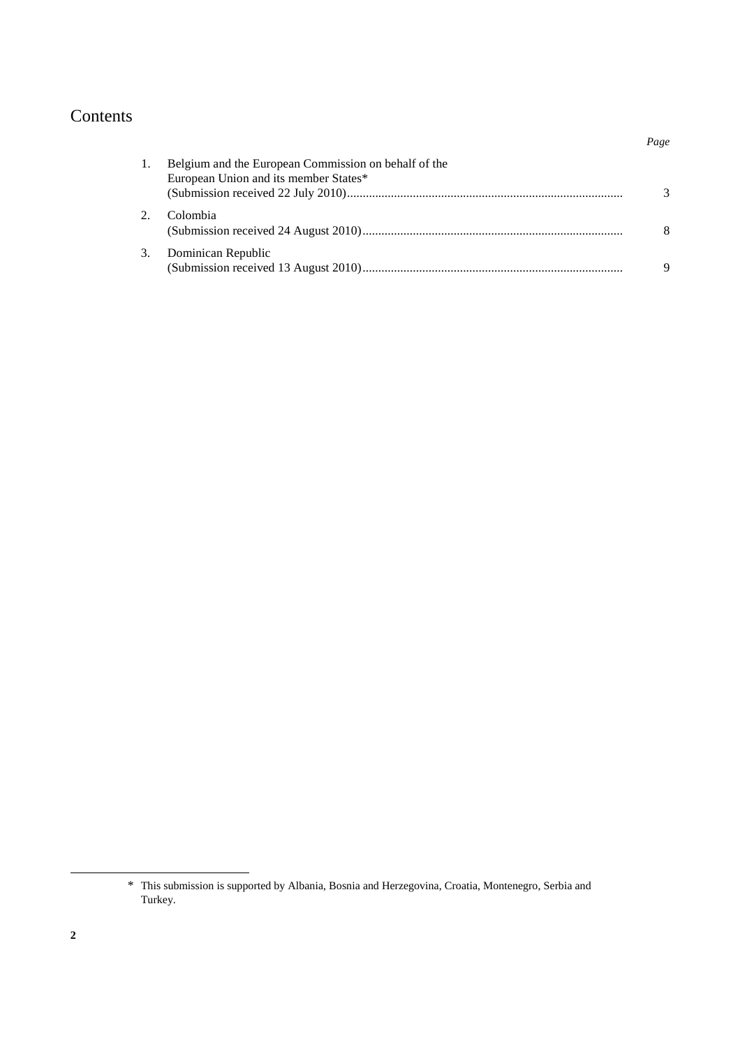# Contents

| | | Page |
|---|---|---|
| 1. | Belgium and the European Commission on behalf of the European Union and its member States* (Submission received 22 July 2010) | 3 |
| 2. | Colombia (Submission received 24 August 2010) | 8 |
| 3. | Dominican Republic (Submission received 13 August 2010) | 9 |

* This submission is supported by Albania, Bosnia and Herzegovina, Croatia, Montenegro, Serbia and Turkey.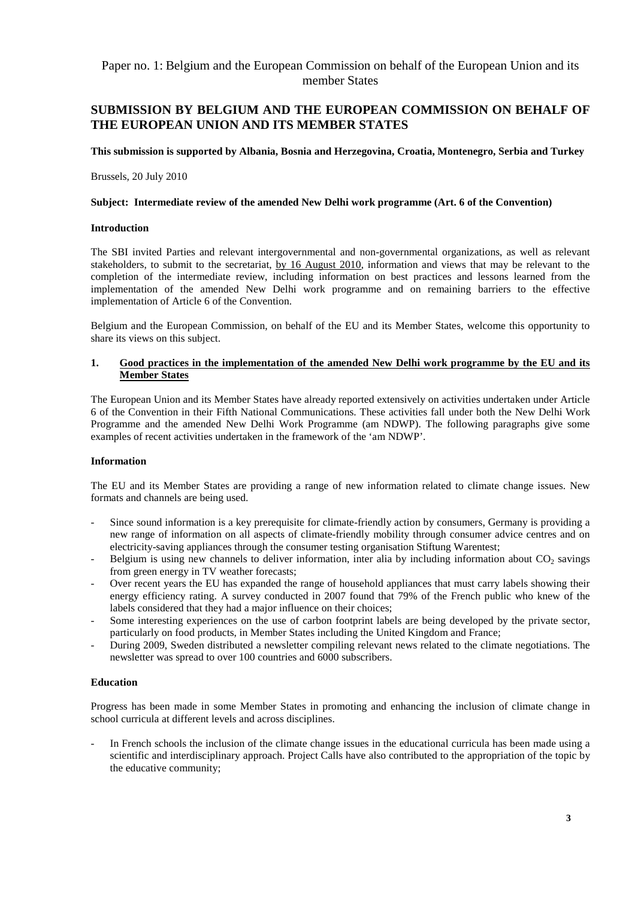Paper no. 1: Belgium and the European Commission on behalf of the European Union and its member States

## SUBMISSION BY BELGIUM AND THE EUROPEAN COMMISSION ON BEHALF OF THE EUROPEAN UNION AND ITS MEMBER STATES

**This submission is supported by Albania, Bosnia and Herzegovina, Croatia, Montenegro, Serbia and Turkey**

Brussels, 20 July 2010

**Subject: Intermediate review of the amended New Delhi work programme (Art. 6 of the Convention)**

**Introduction**

The SBI invited Parties and relevant intergovernmental and non-governmental organizations, as well as relevant stakeholders, to submit to the secretariat, by 16 August 2010, information and views that may be relevant to the completion of the intermediate review, including information on best practices and lessons learned from the implementation of the amended New Delhi work programme and on remaining barriers to the effective implementation of Article 6 of the Convention.

Belgium and the European Commission, on behalf of the EU and its Member States, welcome this opportunity to share its views on this subject.

### 1. Good practices in the implementation of the amended New Delhi work programme by the EU and its Member States

The European Union and its Member States have already reported extensively on activities undertaken under Article 6 of the Convention in their Fifth National Communications. These activities fall under both the New Delhi Work Programme and the amended New Delhi Work Programme (am NDWP). The following paragraphs give some examples of recent activities undertaken in the framework of the 'am NDWP'.

**Information**

The EU and its Member States are providing a range of new information related to climate change issues. New formats and channels are being used.

- Since sound information is a key prerequisite for climate-friendly action by consumers, Germany is providing a new range of information on all aspects of climate-friendly mobility through consumer advice centres and on electricity-saving appliances through the consumer testing organisation Stiftung Warentest;
- Belgium is using new channels to deliver information, inter alia by including information about $CO_2$ savings from green energy in TV weather forecasts;
- Over recent years the EU has expanded the range of household appliances that must carry labels showing their energy efficiency rating. A survey conducted in 2007 found that 79% of the French public who knew of the labels considered that they had a major influence on their choices;
- Some interesting experiences on the use of carbon footprint labels are being developed by the private sector, particularly on food products, in Member States including the United Kingdom and France;
- During 2009, Sweden distributed a newsletter compiling relevant news related to the climate negotiations. The newsletter was spread to over 100 countries and 6000 subscribers.

**Education**

Progress has been made in some Member States in promoting and enhancing the inclusion of climate change in school curricula at different levels and across disciplines.

- In French schools the inclusion of the climate change issues in the educational curricula has been made using a scientific and interdisciplinary approach. Project Calls have also contributed to the appropriation of the topic by the educative community;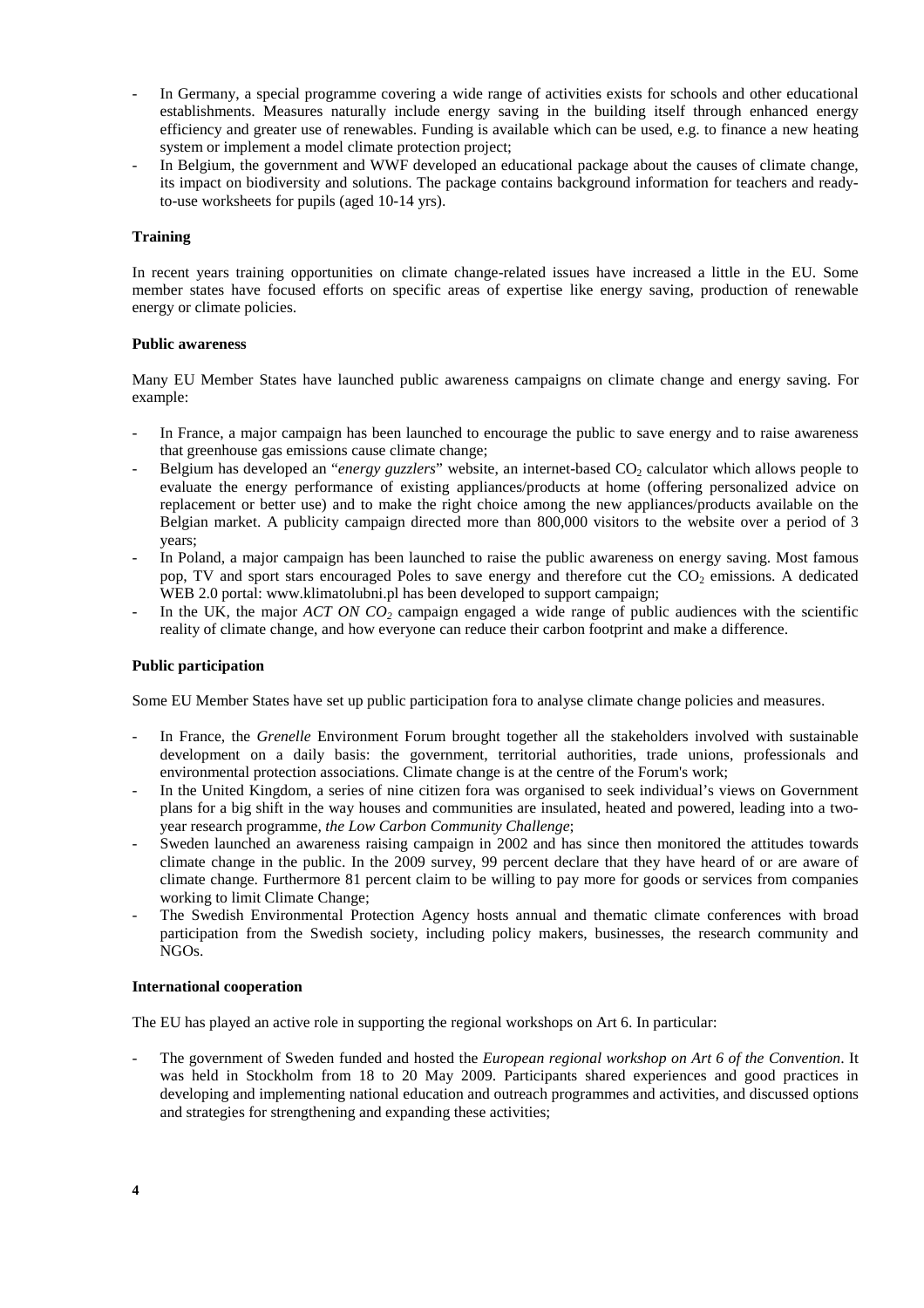- In Germany, a special programme covering a wide range of activities exists for schools and other educational establishments. Measures naturally include energy saving in the building itself through enhanced energy efficiency and greater use of renewables. Funding is available which can be used, e.g. to finance a new heating system or implement a model climate protection project;
- In Belgium, the government and WWF developed an educational package about the causes of climate change, its impact on biodiversity and solutions. The package contains background information for teachers and ready-to-use worksheets for pupils (aged 10-14 yrs).

**Training**

In recent years training opportunities on climate change-related issues have increased a little in the EU. Some member states have focused efforts on specific areas of expertise like energy saving, production of renewable energy or climate policies.

**Public awareness**

Many EU Member States have launched public awareness campaigns on climate change and energy saving. For example:

- In France, a major campaign has been launched to encourage the public to save energy and to raise awareness that greenhouse gas emissions cause climate change;
- Belgium has developed an "*energy guzzlers*" website, an internet-based $CO_2$ calculator which allows people to evaluate the energy performance of existing appliances/products at home (offering personalized advice on replacement or better use) and to make the right choice among the new appliances/products available on the Belgian market. A publicity campaign directed more than 800,000 visitors to the website over a period of 3 years;
- In Poland, a major campaign has been launched to raise the public awareness on energy saving. Most famous pop, TV and sport stars encouraged Poles to save energy and therefore cut the $CO_2$ emissions. A dedicated WEB 2.0 portal: www.klimatolubni.pl has been developed to support campaign;
- In the UK, the major *ACT ON $CO_2$* campaign engaged a wide range of public audiences with the scientific reality of climate change, and how everyone can reduce their carbon footprint and make a difference.

**Public participation**

Some EU Member States have set up public participation fora to analyse climate change policies and measures.

- In France, the *Grenelle* Environment Forum brought together all the stakeholders involved with sustainable development on a daily basis: the government, territorial authorities, trade unions, professionals and environmental protection associations. Climate change is at the centre of the Forum's work;
- In the United Kingdom, a series of nine citizen fora was organised to seek individual's views on Government plans for a big shift in the way houses and communities are insulated, heated and powered, leading into a two-year research programme, *the Low Carbon Community Challenge*;
- Sweden launched an awareness raising campaign in 2002 and has since then monitored the attitudes towards climate change in the public. In the 2009 survey, 99 percent declare that they have heard of or are aware of climate change. Furthermore 81 percent claim to be willing to pay more for goods or services from companies working to limit Climate Change;
- The Swedish Environmental Protection Agency hosts annual and thematic climate conferences with broad participation from the Swedish society, including policy makers, businesses, the research community and NGOs.

**International cooperation**

The EU has played an active role in supporting the regional workshops on Art 6. In particular:

- The government of Sweden funded and hosted the *European regional workshop on Art 6 of the Convention*. It was held in Stockholm from 18 to 20 May 2009. Participants shared experiences and good practices in developing and implementing national education and outreach programmes and activities, and discussed options and strategies for strengthening and expanding these activities;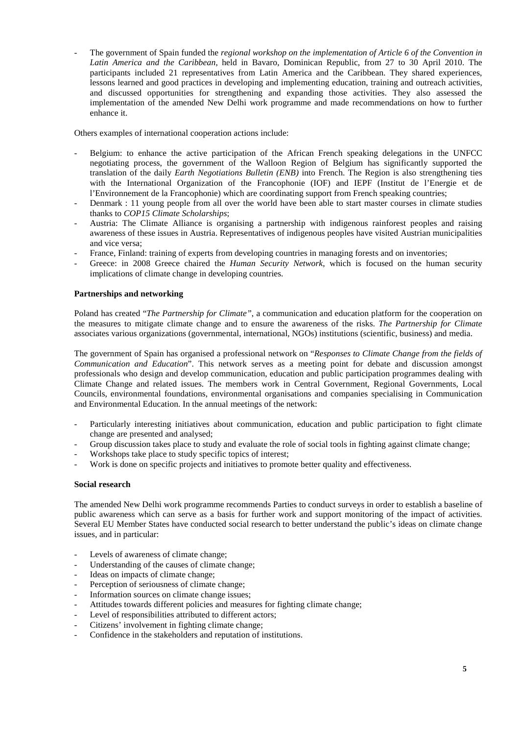- The government of Spain funded the *regional workshop on the implementation of Article 6 of the Convention in Latin America and the Caribbean*, held in Bavaro, Dominican Republic, from 27 to 30 April 2010. The participants included 21 representatives from Latin America and the Caribbean. They shared experiences, lessons learned and good practices in developing and implementing education, training and outreach activities, and discussed opportunities for strengthening and expanding those activities. They also assessed the implementation of the amended New Delhi work programme and made recommendations on how to further enhance it.

Others examples of international cooperation actions include:

- Belgium: to enhance the active participation of the African French speaking delegations in the UNFCC negotiating process, the government of the Walloon Region of Belgium has significantly supported the translation of the daily *Earth Negotiations Bulletin (ENB)* into French. The Region is also strengthening ties with the International Organization of the Francophonie (IOF) and IEPF (Institut de l'Energie et de l'Environnement de la Francophonie) which are coordinating support from French speaking countries;
- Denmark : 11 young people from all over the world have been able to start master courses in climate studies thanks to *COP15 Climate Scholarships*;
- Austria: The Climate Alliance is organising a partnership with indigenous rainforest peoples and raising awareness of these issues in Austria. Representatives of indigenous peoples have visited Austrian municipalities and vice versa;
- France, Finland: training of experts from developing countries in managing forests and on inventories;
- Greece: in 2008 Greece chaired the *Human Security Network*, which is focused on the human security implications of climate change in developing countries.

**Partnerships and networking**

Poland has created "*The Partnership for Climate"*, a communication and education platform for the cooperation on the measures to mitigate climate change and to ensure the awareness of the risks. *The Partnership for Climate* associates various organizations (governmental, international, NGOs) institutions (scientific, business) and media.

The government of Spain has organised a professional network on "*Responses to Climate Change from the fields of Communication and Education*". This network serves as a meeting point for debate and discussion amongst professionals who design and develop communication, education and public participation programmes dealing with Climate Change and related issues. The members work in Central Government, Regional Governments, Local Councils, environmental foundations, environmental organisations and companies specialising in Communication and Environmental Education. In the annual meetings of the network:

- Particularly interesting initiatives about communication, education and public participation to fight climate change are presented and analysed;
- Group discussion takes place to study and evaluate the role of social tools in fighting against climate change;
- Workshops take place to study specific topics of interest;
- Work is done on specific projects and initiatives to promote better quality and effectiveness.

**Social research**

The amended New Delhi work programme recommends Parties to conduct surveys in order to establish a baseline of public awareness which can serve as a basis for further work and support monitoring of the impact of activities. Several EU Member States have conducted social research to better understand the public's ideas on climate change issues, and in particular:

- Levels of awareness of climate change;
- Understanding of the causes of climate change;
- Ideas on impacts of climate change;
- Perception of seriousness of climate change;
- Information sources on climate change issues;
- Attitudes towards different policies and measures for fighting climate change;
- Level of responsibilities attributed to different actors;
- Citizens' involvement in fighting climate change;
- Confidence in the stakeholders and reputation of institutions.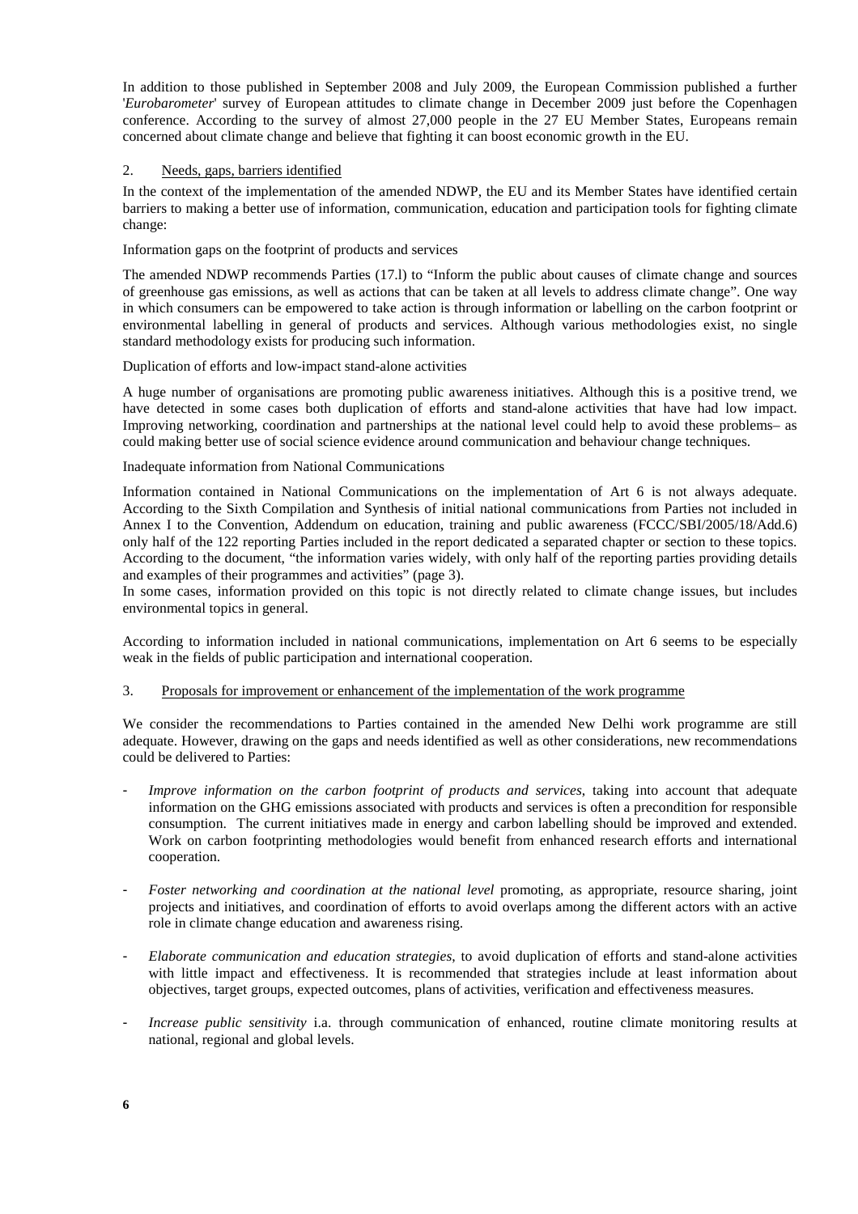In addition to those published in September 2008 and July 2009, the European Commission published a further '*Eurobarometer*' survey of European attitudes to climate change in December 2009 just before the Copenhagen conference. According to the survey of almost 27,000 people in the 27 EU Member States, Europeans remain concerned about climate change and believe that fighting it can boost economic growth in the EU.

## 2. Needs, gaps, barriers identified

In the context of the implementation of the amended NDWP, the EU and its Member States have identified certain barriers to making a better use of information, communication, education and participation tools for fighting climate change:

Information gaps on the footprint of products and services

The amended NDWP recommends Parties (17.l) to "Inform the public about causes of climate change and sources of greenhouse gas emissions, as well as actions that can be taken at all levels to address climate change". One way in which consumers can be empowered to take action is through information or labelling on the carbon footprint or environmental labelling in general of products and services. Although various methodologies exist, no single standard methodology exists for producing such information.

Duplication of efforts and low-impact stand-alone activities

A huge number of organisations are promoting public awareness initiatives. Although this is a positive trend, we have detected in some cases both duplication of efforts and stand-alone activities that have had low impact. Improving networking, coordination and partnerships at the national level could help to avoid these problems– as could making better use of social science evidence around communication and behaviour change techniques.

Inadequate information from National Communications

Information contained in National Communications on the implementation of Art 6 is not always adequate. According to the Sixth Compilation and Synthesis of initial national communications from Parties not included in Annex I to the Convention, Addendum on education, training and public awareness (FCCC/SBI/2005/18/Add.6) only half of the 122 reporting Parties included in the report dedicated a separated chapter or section to these topics. According to the document, "the information varies widely, with only half of the reporting parties providing details and examples of their programmes and activities" (page 3).
In some cases, information provided on this topic is not directly related to climate change issues, but includes environmental topics in general.

According to information included in national communications, implementation on Art 6 seems to be especially weak in the fields of public participation and international cooperation.

## 3. Proposals for improvement or enhancement of the implementation of the work programme

We consider the recommendations to Parties contained in the amended New Delhi work programme are still adequate. However, drawing on the gaps and needs identified as well as other considerations, new recommendations could be delivered to Parties:

- *Improve information on the carbon footprint of products and services*, taking into account that adequate information on the GHG emissions associated with products and services is often a precondition for responsible consumption. The current initiatives made in energy and carbon labelling should be improved and extended. Work on carbon footprinting methodologies would benefit from enhanced research efforts and international cooperation.
- *Foster networking and coordination at the national level* promoting, as appropriate, resource sharing, joint projects and initiatives, and coordination of efforts to avoid overlaps among the different actors with an active role in climate change education and awareness rising.
- *Elaborate communication and education strategies*, to avoid duplication of efforts and stand-alone activities with little impact and effectiveness. It is recommended that strategies include at least information about objectives, target groups, expected outcomes, plans of activities, verification and effectiveness measures.
- *Increase public sensitivity* i.a. through communication of enhanced, routine climate monitoring results at national, regional and global levels.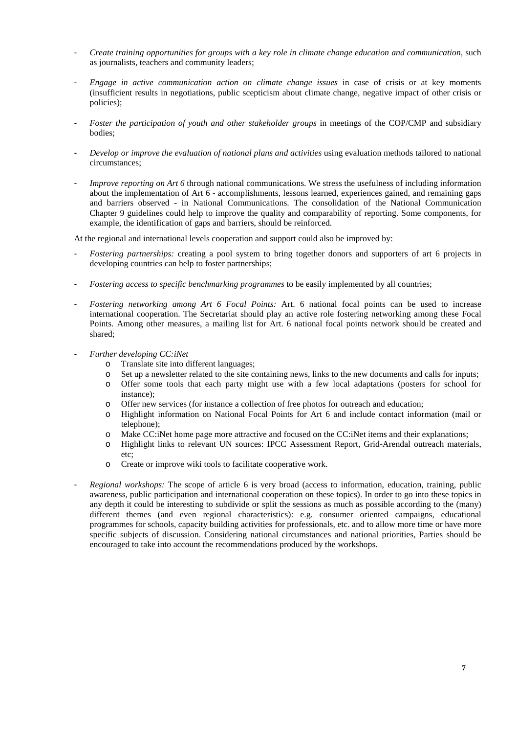- *Create training opportunities for groups with a key role in climate change education and communication*, such as journalists, teachers and community leaders;

- *Engage in active communication action on climate change issues* in case of crisis or at key moments (insufficient results in negotiations, public scepticism about climate change, negative impact of other crisis or policies);

- *Foster the participation of youth and other stakeholder groups* in meetings of the COP/CMP and subsidiary bodies;

- *Develop or improve the evaluation of national plans and activities* using evaluation methods tailored to national circumstances;

- *Improve reporting on Art 6* through national communications. We stress the usefulness of including information about the implementation of Art 6 - accomplishments, lessons learned, experiences gained, and remaining gaps and barriers observed - in National Communications. The consolidation of the National Communication Chapter 9 guidelines could help to improve the quality and comparability of reporting. Some components, for example, the identification of gaps and barriers, should be reinforced.

At the regional and international levels cooperation and support could also be improved by:

- *Fostering partnerships:* creating a pool system to bring together donors and supporters of art 6 projects in developing countries can help to foster partnerships;

- *Fostering access to specific benchmarking programmes* to be easily implemented by all countries;

- *Fostering networking among Art 6 Focal Points:* Art. 6 national focal points can be used to increase international cooperation. The Secretariat should play an active role fostering networking among these Focal Points. Among other measures, a mailing list for Art. 6 national focal points network should be created and shared;

- *Further developing CC:iNet*
  - Translate site into different languages;
  - Set up a newsletter related to the site containing news, links to the new documents and calls for inputs;
  - Offer some tools that each party might use with a few local adaptations (posters for school for instance);
  - Offer new services (for instance a collection of free photos for outreach and education;
  - Highlight information on National Focal Points for Art 6 and include contact information (mail or telephone);
  - Make CC:iNet home page more attractive and focused on the CC:iNet items and their explanations;
  - Highlight links to relevant UN sources: IPCC Assessment Report, Grid-Arendal outreach materials, etc;
  - Create or improve wiki tools to facilitate cooperative work.

- *Regional workshops:* The scope of article 6 is very broad (access to information, education, training, public awareness, public participation and international cooperation on these topics). In order to go into these topics in any depth it could be interesting to subdivide or split the sessions as much as possible according to the (many) different themes (and even regional characteristics): e.g. consumer oriented campaigns, educational programmes for schools, capacity building activities for professionals, etc. and to allow more time or have more specific subjects of discussion. Considering national circumstances and national priorities, Parties should be encouraged to take into account the recommendations produced by the workshops.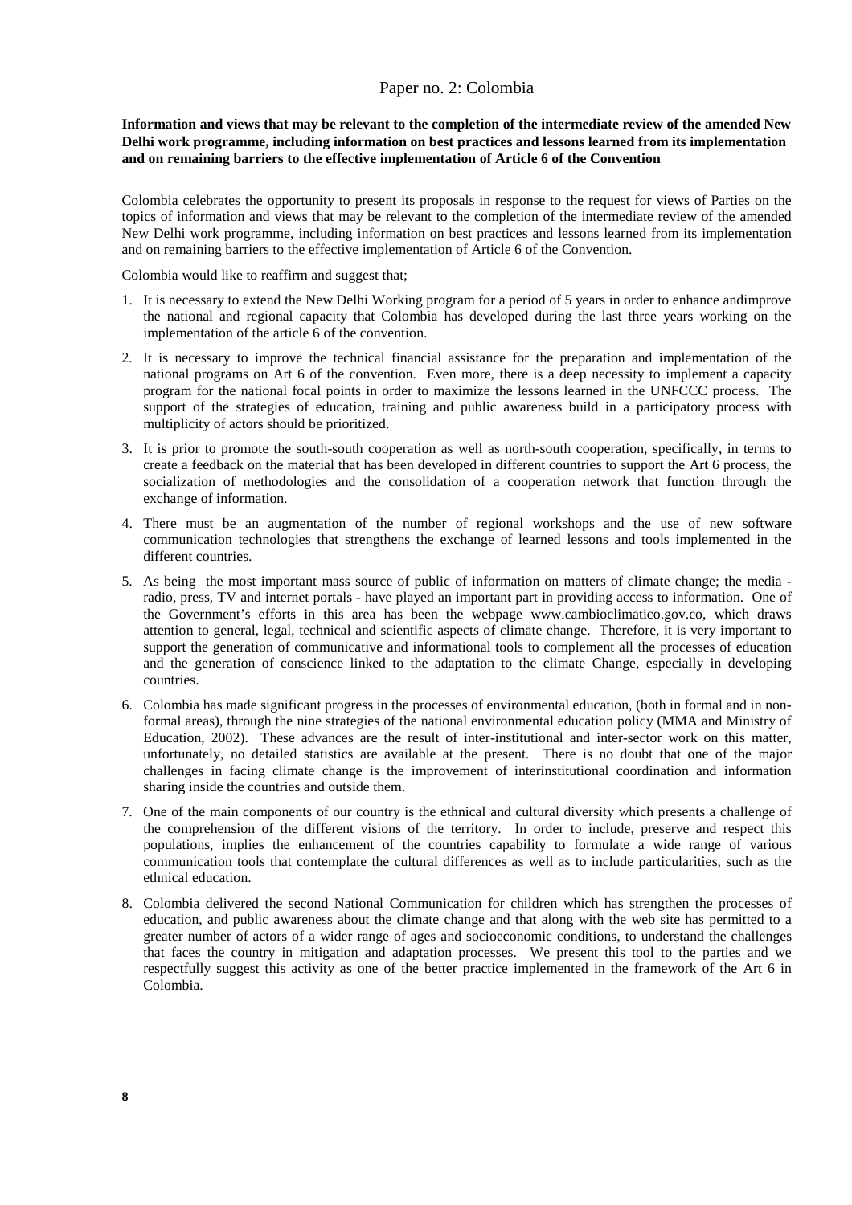# Paper no. 2: Colombia

**Information and views that may be relevant to the completion of the intermediate review of the amended New Delhi work programme, including information on best practices and lessons learned from its implementation and on remaining barriers to the effective implementation of Article 6 of the Convention**

Colombia celebrates the opportunity to present its proposals in response to the request for views of Parties on the topics of information and views that may be relevant to the completion of the intermediate review of the amended New Delhi work programme, including information on best practices and lessons learned from its implementation and on remaining barriers to the effective implementation of Article 6 of the Convention.

Colombia would like to reaffirm and suggest that;

1. It is necessary to extend the New Delhi Working program for a period of 5 years in order to enhance andimprove the national and regional capacity that Colombia has developed during the last three years working on the implementation of the article 6 of the convention.
2. It is necessary to improve the technical financial assistance for the preparation and implementation of the national programs on Art 6 of the convention. Even more, there is a deep necessity to implement a capacity program for the national focal points in order to maximize the lessons learned in the UNFCCC process. The support of the strategies of education, training and public awareness build in a participatory process with multiplicity of actors should be prioritized.
3. It is prior to promote the south-south cooperation as well as north-south cooperation, specifically, in terms to create a feedback on the material that has been developed in different countries to support the Art 6 process, the socialization of methodologies and the consolidation of a cooperation network that function through the exchange of information.
4. There must be an augmentation of the number of regional workshops and the use of new software communication technologies that strengthens the exchange of learned lessons and tools implemented in the different countries.
5. As being the most important mass source of public of information on matters of climate change; the media - radio, press, TV and internet portals - have played an important part in providing access to information. One of the Government's efforts in this area has been the webpage www.cambioclimatico.gov.co, which draws attention to general, legal, technical and scientific aspects of climate change. Therefore, it is very important to support the generation of communicative and informational tools to complement all the processes of education and the generation of conscience linked to the adaptation to the climate Change, especially in developing countries.
6. Colombia has made significant progress in the processes of environmental education, (both in formal and in non-formal areas), through the nine strategies of the national environmental education policy (MMA and Ministry of Education, 2002). These advances are the result of inter-institutional and inter-sector work on this matter, unfortunately, no detailed statistics are available at the present. There is no doubt that one of the major challenges in facing climate change is the improvement of interinstitutional coordination and information sharing inside the countries and outside them.
7. One of the main components of our country is the ethnical and cultural diversity which presents a challenge of the comprehension of the different visions of the territory. In order to include, preserve and respect this populations, implies the enhancement of the countries capability to formulate a wide range of various communication tools that contemplate the cultural differences as well as to include particularities, such as the ethnical education.
8. Colombia delivered the second National Communication for children which has strengthen the processes of education, and public awareness about the climate change and that along with the web site has permitted to a greater number of actors of a wider range of ages and socioeconomic conditions, to understand the challenges that faces the country in mitigation and adaptation processes. We present this tool to the parties and we respectfully suggest this activity as one of the better practice implemented in the framework of the Art 6 in Colombia.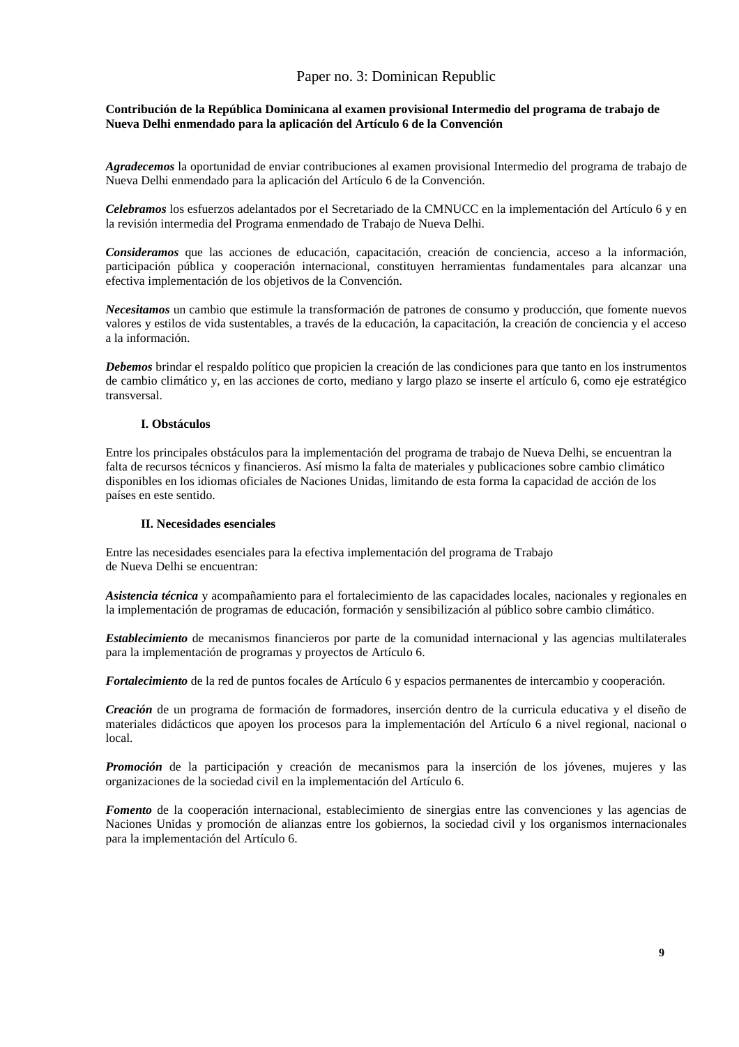## Paper no. 3: Dominican Republic

**Contribución de la República Dominicana al examen provisional Intermedio del programa de trabajo de Nueva Delhi enmendado para la aplicación del Artículo 6 de la Convención**

***Agradecemos*** la oportunidad de enviar contribuciones al examen provisional Intermedio del programa de trabajo de Nueva Delhi enmendado para la aplicación del Artículo 6 de la Convención.

***Celebramos*** los esfuerzos adelantados por el Secretariado de la CMNUCC en la implementación del Artículo 6 y en la revisión intermedia del Programa enmendado de Trabajo de Nueva Delhi.

***Consideramos*** que las acciones de educación, capacitación, creación de conciencia, acceso a la información, participación pública y cooperación internacional, constituyen herramientas fundamentales para alcanzar una efectiva implementación de los objetivos de la Convención.

***Necesitamos*** un cambio que estimule la transformación de patrones de consumo y producción, que fomente nuevos valores y estilos de vida sustentables, a través de la educación, la capacitación, la creación de conciencia y el acceso a la información.

***Debemos*** brindar el respaldo político que propicien la creación de las condiciones para que tanto en los instrumentos de cambio climático y, en las acciones de corto, mediano y largo plazo se inserte el artículo 6, como eje estratégico transversal.

### I. Obstáculos

Entre los principales obstáculos para la implementación del programa de trabajo de Nueva Delhi, se encuentran la falta de recursos técnicos y financieros. Así mismo la falta de materiales y publicaciones sobre cambio climático disponibles en los idiomas oficiales de Naciones Unidas, limitando de esta forma la capacidad de acción de los países en este sentido.

### II. Necesidades esenciales

Entre las necesidades esenciales para la efectiva implementación del programa de Trabajo de Nueva Delhi se encuentran:

***Asistencia técnica*** y acompañamiento para el fortalecimiento de las capacidades locales, nacionales y regionales en la implementación de programas de educación, formación y sensibilización al público sobre cambio climático.

***Establecimiento*** de mecanismos financieros por parte de la comunidad internacional y las agencias multilaterales para la implementación de programas y proyectos de Artículo 6.

***Fortalecimiento*** de la red de puntos focales de Artículo 6 y espacios permanentes de intercambio y cooperación.

***Creación*** de un programa de formación de formadores, inserción dentro de la curricula educativa y el diseño de materiales didácticos que apoyen los procesos para la implementación del Artículo 6 a nivel regional, nacional o local.

***Promoción*** de la participación y creación de mecanismos para la inserción de los jóvenes, mujeres y las organizaciones de la sociedad civil en la implementación del Artículo 6.

***Fomento*** de la cooperación internacional, establecimiento de sinergias entre las convenciones y las agencias de Naciones Unidas y promoción de alianzas entre los gobiernos, la sociedad civil y los organismos internacionales para la implementación del Artículo 6.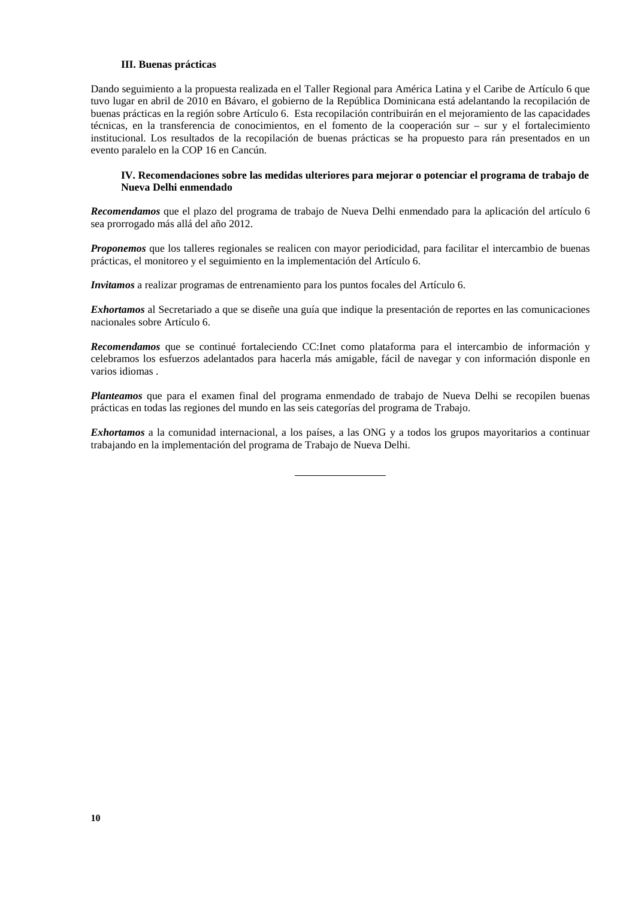### III. Buenas prácticas

Dando seguimiento a la propuesta realizada en el Taller Regional para América Latina y el Caribe de Artículo 6 que tuvo lugar en abril de 2010 en Bávaro, el gobierno de la República Dominicana está adelantando la recopilación de buenas prácticas en la región sobre Artículo 6. Esta recopilación contribuirán en el mejoramiento de las capacidades técnicas, en la transferencia de conocimientos, en el fomento de la cooperación sur – sur y el fortalecimiento institucional. Los resultados de la recopilación de buenas prácticas se ha propuesto para rán presentados en un evento paralelo en la COP 16 en Cancún.

### IV. Recomendaciones sobre las medidas ulteriores para mejorar o potenciar el programa de trabajo de Nueva Delhi enmendado

***Recomendamos*** que el plazo del programa de trabajo de Nueva Delhi enmendado para la aplicación del artículo 6 sea prorrogado más allá del año 2012.

***Proponemos*** que los talleres regionales se realicen con mayor periodicidad, para facilitar el intercambio de buenas prácticas, el monitoreo y el seguimiento en la implementación del Artículo 6.

***Invitamos*** a realizar programas de entrenamiento para los puntos focales del Artículo 6.

***Exhortamos*** al Secretariado a que se diseñe una guía que indique la presentación de reportes en las comunicaciones nacionales sobre Artículo 6.

***Recomendamos*** que se continué fortaleciendo CC:Inet como plataforma para el intercambio de información y celebramos los esfuerzos adelantados para hacerla más amigable, fácil de navegar y con información disponle en varios idiomas .

***Planteamos*** que para el examen final del programa enmendado de trabajo de Nueva Delhi se recopilen buenas prácticas en todas las regiones del mundo en las seis categorías del programa de Trabajo.

***Exhortamos*** a la comunidad internacional, a los países, a las ONG y a todos los grupos mayoritarios a continuar trabajando en la implementación del programa de Trabajo de Nueva Delhi.